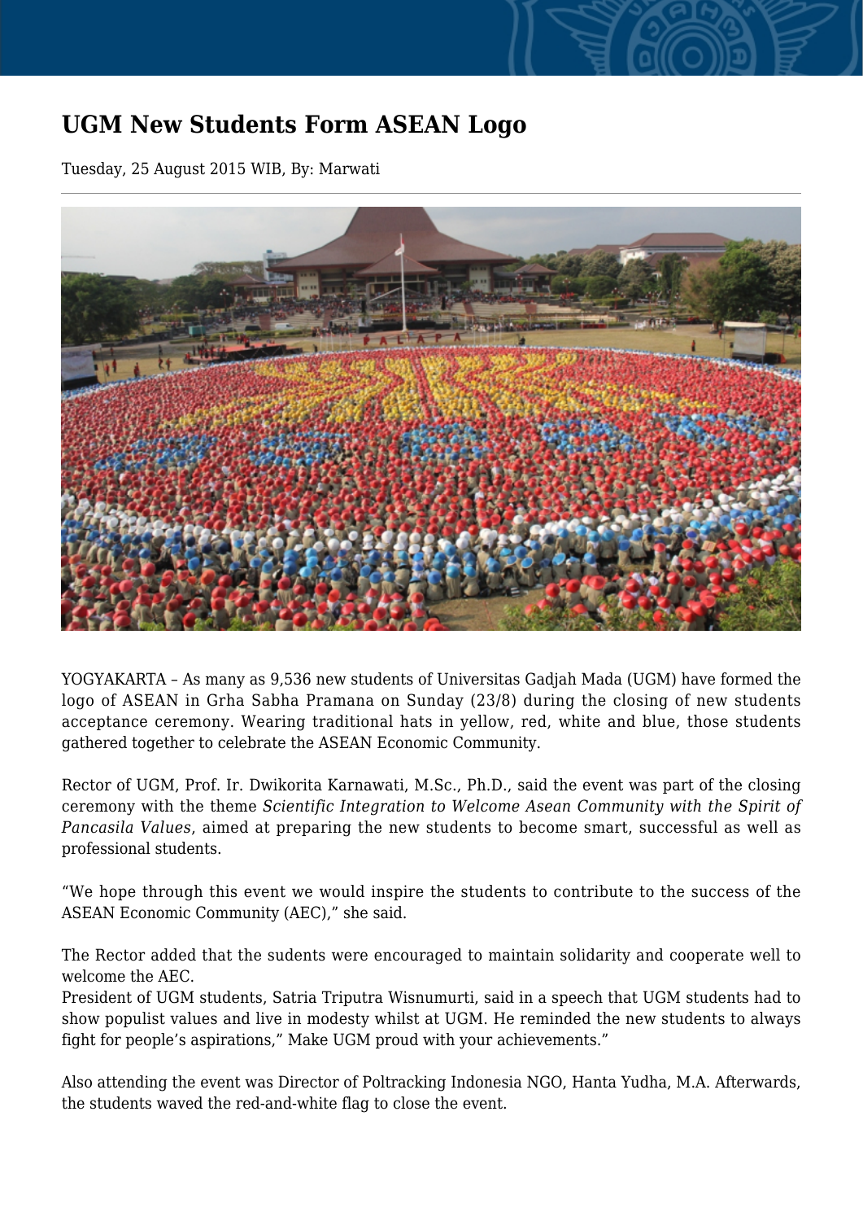# UGM New Students Form ASEAN Logo

Tuesday, 25 August 2015 WIB, By: Marwati

YOGYAKARTA – As many as 9,536 new students of Universitas Gadjah Mada (UGM) have formed the logo of ASEAN in Grha Sabha Pramana on Sunday (23/8) during the closing of new students acceptance ceremony. Wearing traditional hats in yellow, red, white and blue, those students gathered together to celebrate the ASEAN Economic Community.

Rector of UGM, Prof. Ir. Dwikorita Karnawati, M.Sc., Ph.D., said the event was part of the closing ceremony with the theme *Scientific Integration to Welcome Asean Community with the Spirit of Pancasila Values*, aimed at preparing the new students to become smart, successful as well as professional students.

“We hope through this event we would inspire the students to contribute to the success of the ASEAN Economic Community (AEC),” she said.

The Rector added that the sudents were encouraged to maintain solidarity and cooperate well to welcome the AEC.
President of UGM students, Satria Triputra Wisnumurti, said in a speech that UGM students had to show populist values and live in modesty whilst at UGM. He reminded the new students to always fight for people’s aspirations,” Make UGM proud with your achievements.”

Also attending the event was Director of Poltracking Indonesia NGO, Hanta Yudha, M.A. Afterwards, the students waved the red-and-white flag to close the event.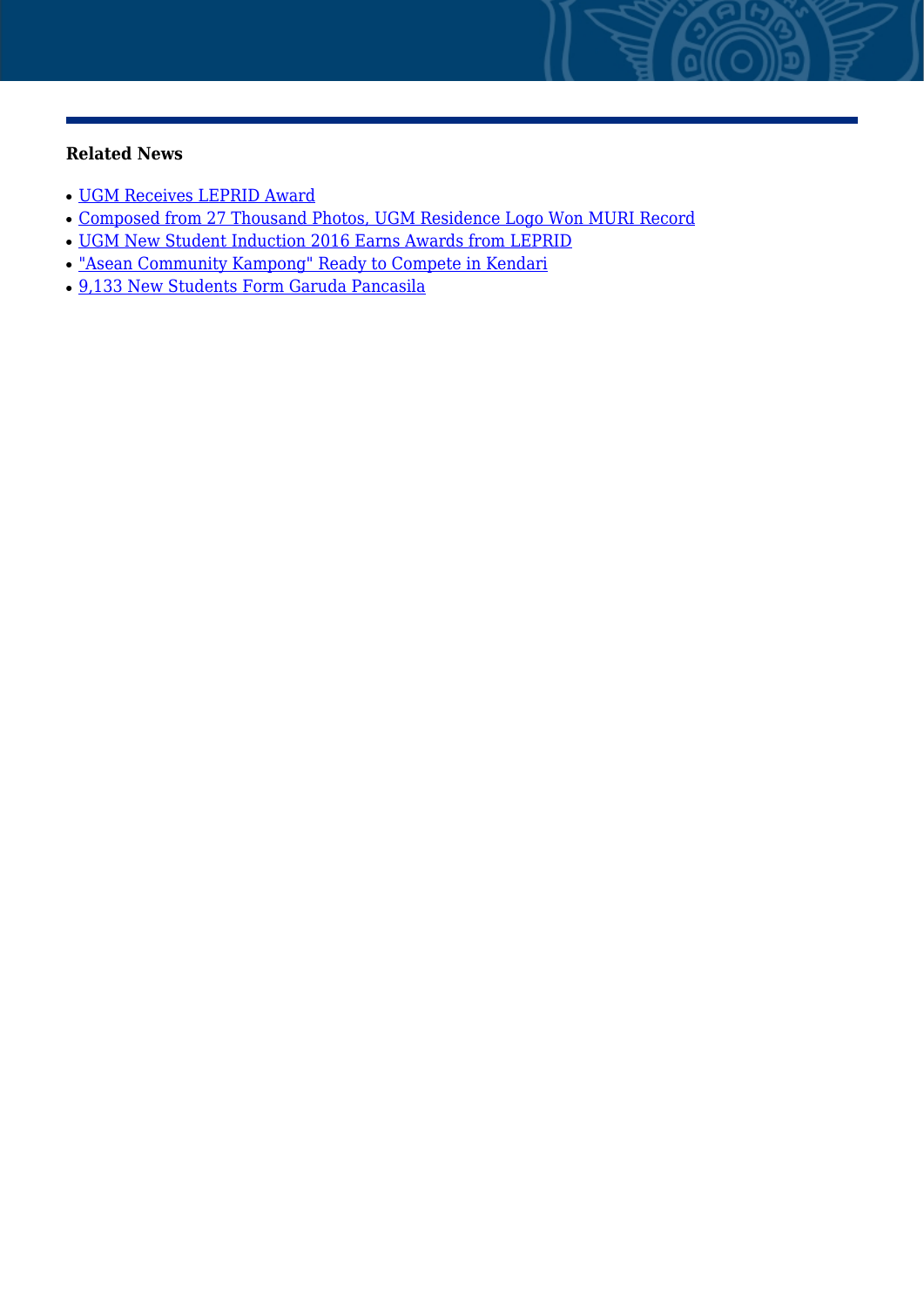### Related News

- UGM Receives LEPRID Award
- Composed from 27 Thousand Photos, UGM Residence Logo Won MURI Record
- UGM New Student Induction 2016 Earns Awards from LEPRID
- "Asean Community Kampong" Ready to Compete in Kendari
- 9,133 New Students Form Garuda Pancasila